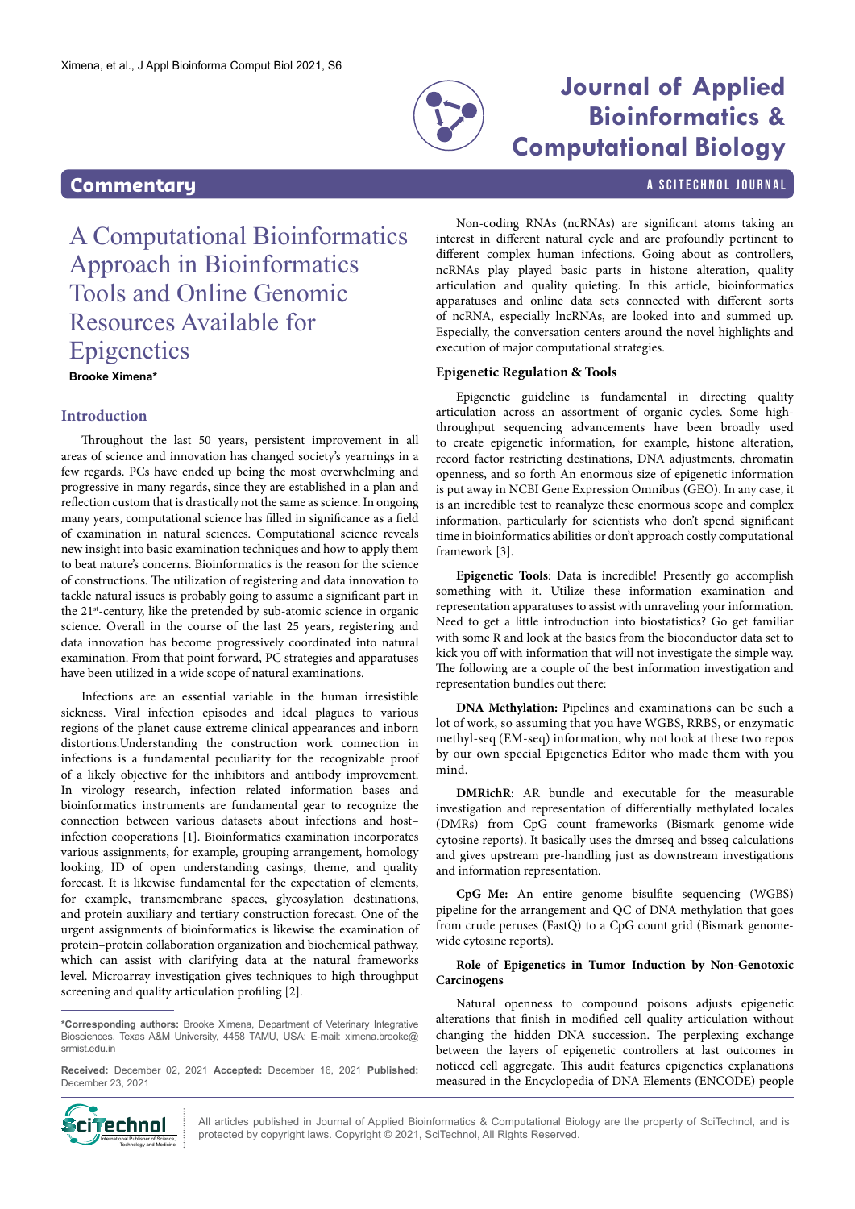Commentary

# A Computational Bioinformatics Approach in Bioinformatics Tools and Online Genomic Resources Available for Epigenetics

**Brooke Ximena***

## Introduction

Throughout the last 50 years, persistent improvement in all areas of science and innovation has changed society's yearnings in a few regards. PCs have ended up being the most overwhelming and progressive in many regards, since they are established in a plan and reflection custom that is drastically not the same as science. In ongoing many years, computational science has filled in significance as a field of examination in natural sciences. Computational science reveals new insight into basic examination techniques and how to apply them to beat nature's concerns. Bioinformatics is the reason for the science of constructions. The utilization of registering and data innovation to tackle natural issues is probably going to assume a significant part in the 21st-century, like the pretended by sub-atomic science in organic science. Overall in the course of the last 25 years, registering and data innovation has become progressively coordinated into natural examination. From that point forward, PC strategies and apparatuses have been utilized in a wide scope of natural examinations.

Infections are an essential variable in the human irresistible sickness. Viral infection episodes and ideal plagues to various regions of the planet cause extreme clinical appearances and inborn distortions.Understanding the construction work connection in infections is a fundamental peculiarity for the recognizable proof of a likely objective for the inhibitors and antibody improvement. In virology research, infection related information bases and bioinformatics instruments are fundamental gear to recognize the connection between various datasets about infections and host–infection cooperations [1]. Bioinformatics examination incorporates various assignments, for example, grouping arrangement, homology looking, ID of open understanding casings, theme, and quality forecast. It is likewise fundamental for the expectation of elements, for example, transmembrane spaces, glycosylation destinations, and protein auxiliary and tertiary construction forecast. One of the urgent assignments of bioinformatics is likewise the examination of protein–protein collaboration organization and biochemical pathway, which can assist with clarifying data at the natural frameworks level. Microarray investigation gives techniques to high throughput screening and quality articulation profiling [2].

Non-coding RNAs (ncRNAs) are significant atoms taking an interest in different natural cycle and are profoundly pertinent to different complex human infections. Going about as controllers, ncRNAs play played basic parts in histone alteration, quality articulation and quality quieting. In this article, bioinformatics apparatuses and online data sets connected with different sorts of ncRNA, especially lncRNAs, are looked into and summed up. Especially, the conversation centers around the novel highlights and execution of major computational strategies.

## Epigenetic Regulation & Tools

Epigenetic guideline is fundamental in directing quality articulation across an assortment of organic cycles. Some high-throughput sequencing advancements have been broadly used to create epigenetic information, for example, histone alteration, record factor restricting destinations, DNA adjustments, chromatin openness, and so forth An enormous size of epigenetic information is put away in NCBI Gene Expression Omnibus (GEO). In any case, it is an incredible test to reanalyze these enormous scope and complex information, particularly for scientists who don't spend significant time in bioinformatics abilities or don't approach costly computational framework [3].

**Epigenetic Tools**: Data is incredible! Presently go accomplish something with it. Utilize these information examination and representation apparatuses to assist with unraveling your information. Need to get a little introduction into biostatistics? Go get familiar with some R and look at the basics from the bioconductor data set to kick you off with information that will not investigate the simple way. The following are a couple of the best information investigation and representation bundles out there:

**DNA Methylation:** Pipelines and examinations can be such a lot of work, so assuming that you have WGBS, RRBS, or enzymatic methyl-seq (EM-seq) information, why not look at these two repos by our own special Epigenetics Editor who made them with you mind.

**DMRichR**: AR bundle and executable for the measurable investigation and representation of differentially methylated locales (DMRs) from CpG count frameworks (Bismark genome-wide cytosine reports). It basically uses the dmrseq and bsseq calculations and gives upstream pre-handling just as downstream investigations and information representation.

**CpG_Me:** An entire genome bisulfite sequencing (WGBS) pipeline for the arrangement and QC of DNA methylation that goes from crude peruses (FastQ) to a CpG count grid (Bismark genome-wide cytosine reports).

**Role of Epigenetics in Tumor Induction by Non-Genotoxic Carcinogens**

Natural openness to compound poisons adjusts epigenetic alterations that finish in modified cell quality articulation without changing the hidden DNA succession. The perplexing exchange between the layers of epigenetic controllers at last outcomes in noticed cell aggregate. This audit features epigenetics explanations measured in the Encyclopedia of DNA Elements (ENCODE) people

*Corresponding authors: Brooke Ximena, Department of Veterinary Integrative Biosciences, Texas A&M University, 4458 TAMU, USA; E-mail: ximena.brooke@srmist.edu.in

**Received:** December 02, 2021 **Accepted:** December 16, 2021 **Published:** December 23, 2021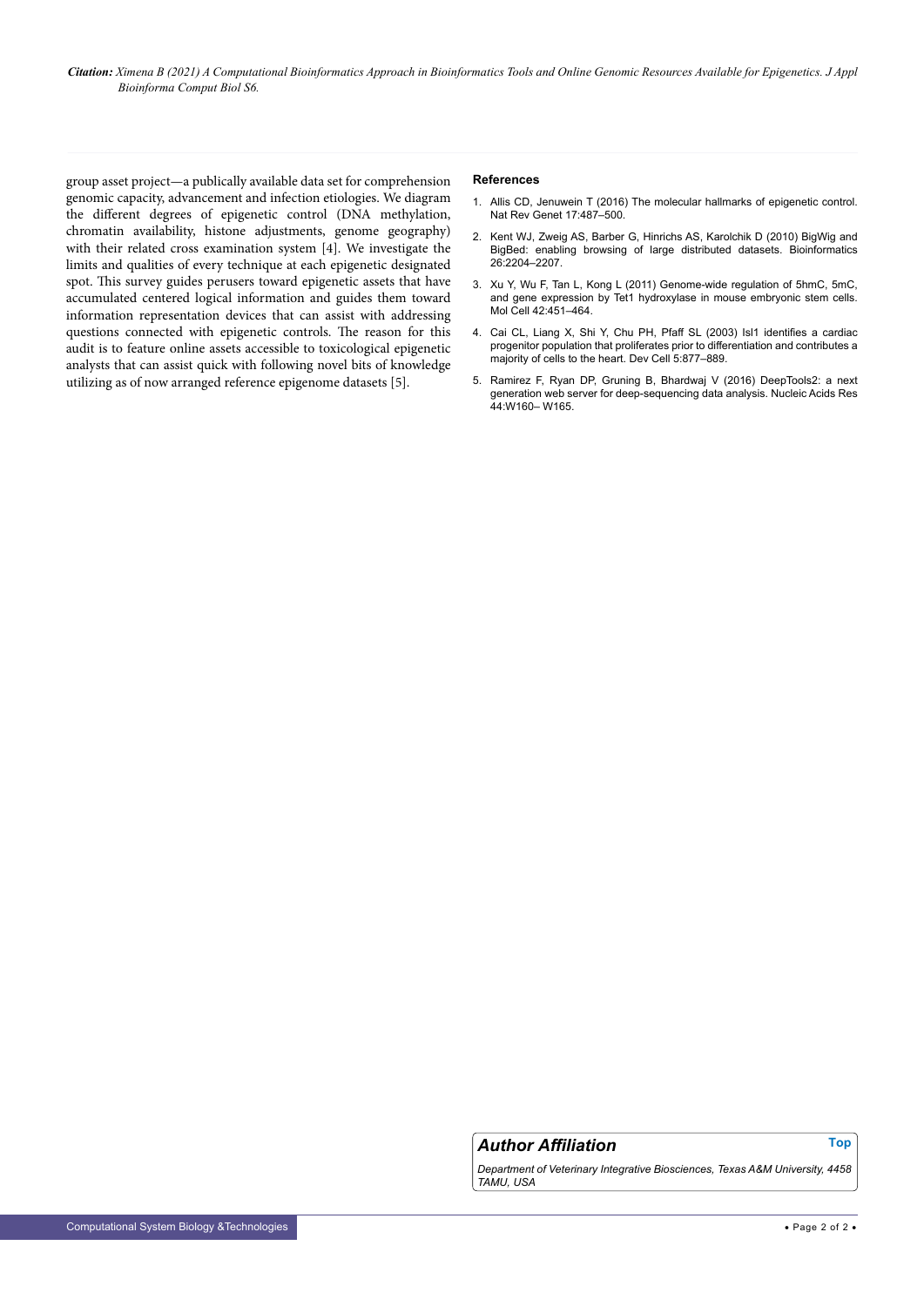group asset project—a publically available data set for comprehension genomic capacity, advancement and infection etiologies. We diagram the different degrees of epigenetic control (DNA methylation, chromatin availability, histone adjustments, genome geography) with their related cross examination system [4]. We investigate the limits and qualities of every technique at each epigenetic designated spot. This survey guides perusers toward epigenetic assets that have accumulated centered logical information and guides them toward information representation devices that can assist with addressing questions connected with epigenetic controls. The reason for this audit is to feature online assets accessible to toxicological epigenetic analysts that can assist quick with following novel bits of knowledge utilizing as of now arranged reference epigenome datasets [5].

## References

1. Allis CD, Jenuwein T (2016) The molecular hallmarks of epigenetic control. Nat Rev Genet 17:487–500.
2. Kent WJ, Zweig AS, Barber G, Hinrichs AS, Karolchik D (2010) BigWig and BigBed: enabling browsing of large distributed datasets. Bioinformatics 26:2204–2207.
3. Xu Y, Wu F, Tan L, Kong L (2011) Genome-wide regulation of 5hmC, 5mC, and gene expression by Tet1 hydroxylase in mouse embryonic stem cells. Mol Cell 42:451–464.
4. Cai CL, Liang X, Shi Y, Chu PH, Pfaff SL (2003) Isl1 identifies a cardiac progenitor population that proliferates prior to differentiation and contributes a majority of cells to the heart. Dev Cell 5:877–889.
5. Ramirez F, Ryan DP, Gruning B, Bhardwaj V (2016) DeepTools2: a next generation web server for deep-sequencing data analysis. Nucleic Acids Res 44:W160– W165.

## *Author Affiliation*

*Department of Veterinary Integrative Biosciences, Texas A&M University, 4458 TAMU, USA*